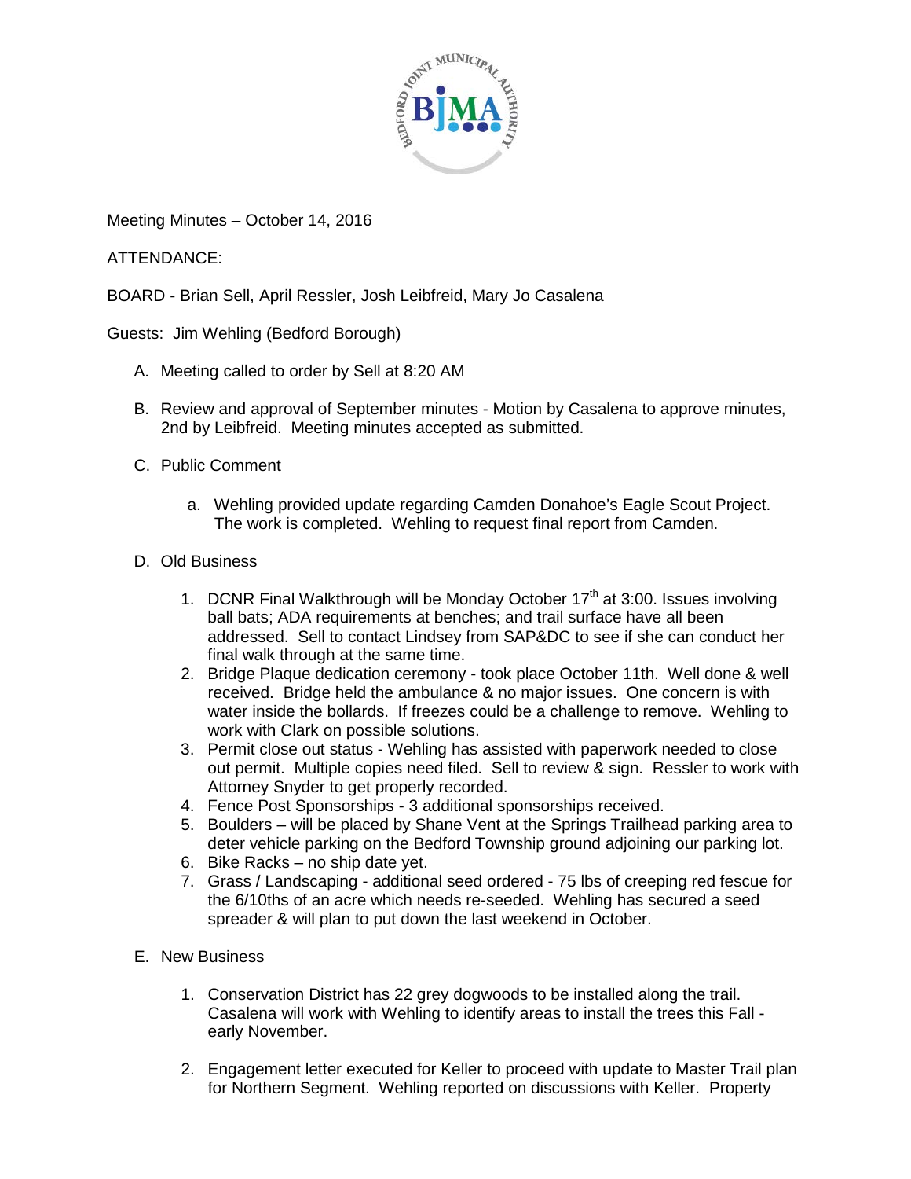Meeting Minutes – October 14, 2016

ATTENDANCE:

BOARD - Brian Sell, April Ressler, Josh Leibfreid, Mary Jo Casalena

Guests: Jim Wehling (Bedford Borough)

A. Meeting called to order by Sell at 8:20 AM

B. Review and approval of September minutes - Motion by Casalena to approve minutes, 2nd by Leibfreid. Meeting minutes accepted as submitted.

C. Public Comment

   a. Wehling provided update regarding Camden Donahoe's Eagle Scout Project. The work is completed. Wehling to request final report from Camden.

D. Old Business

   1. DCNR Final Walkthrough will be Monday October 17th at 3:00. Issues involving ball bats; ADA requirements at benches; and trail surface have all been addressed. Sell to contact Lindsey from SAP&DC to see if she can conduct her final walk through at the same time.
   2. Bridge Plaque dedication ceremony - took place October 11th. Well done & well received. Bridge held the ambulance & no major issues. One concern is with water inside the bollards. If freezes could be a challenge to remove. Wehling to work with Clark on possible solutions.
   3. Permit close out status - Wehling has assisted with paperwork needed to close out permit. Multiple copies need filed. Sell to review & sign. Ressler to work with Attorney Snyder to get properly recorded.
   4. Fence Post Sponsorships - 3 additional sponsorships received.
   5. Boulders – will be placed by Shane Vent at the Springs Trailhead parking area to deter vehicle parking on the Bedford Township ground adjoining our parking lot.
   6. Bike Racks – no ship date yet.
   7. Grass / Landscaping - additional seed ordered - 75 lbs of creeping red fescue for the 6/10ths of an acre which needs re-seeded. Wehling has secured a seed spreader & will plan to put down the last weekend in October.

E. New Business

   1. Conservation District has 22 grey dogwoods to be installed along the trail. Casalena will work with Wehling to identify areas to install the trees this Fall - early November.

   2. Engagement letter executed for Keller to proceed with update to Master Trail plan for Northern Segment. Wehling reported on discussions with Keller. Property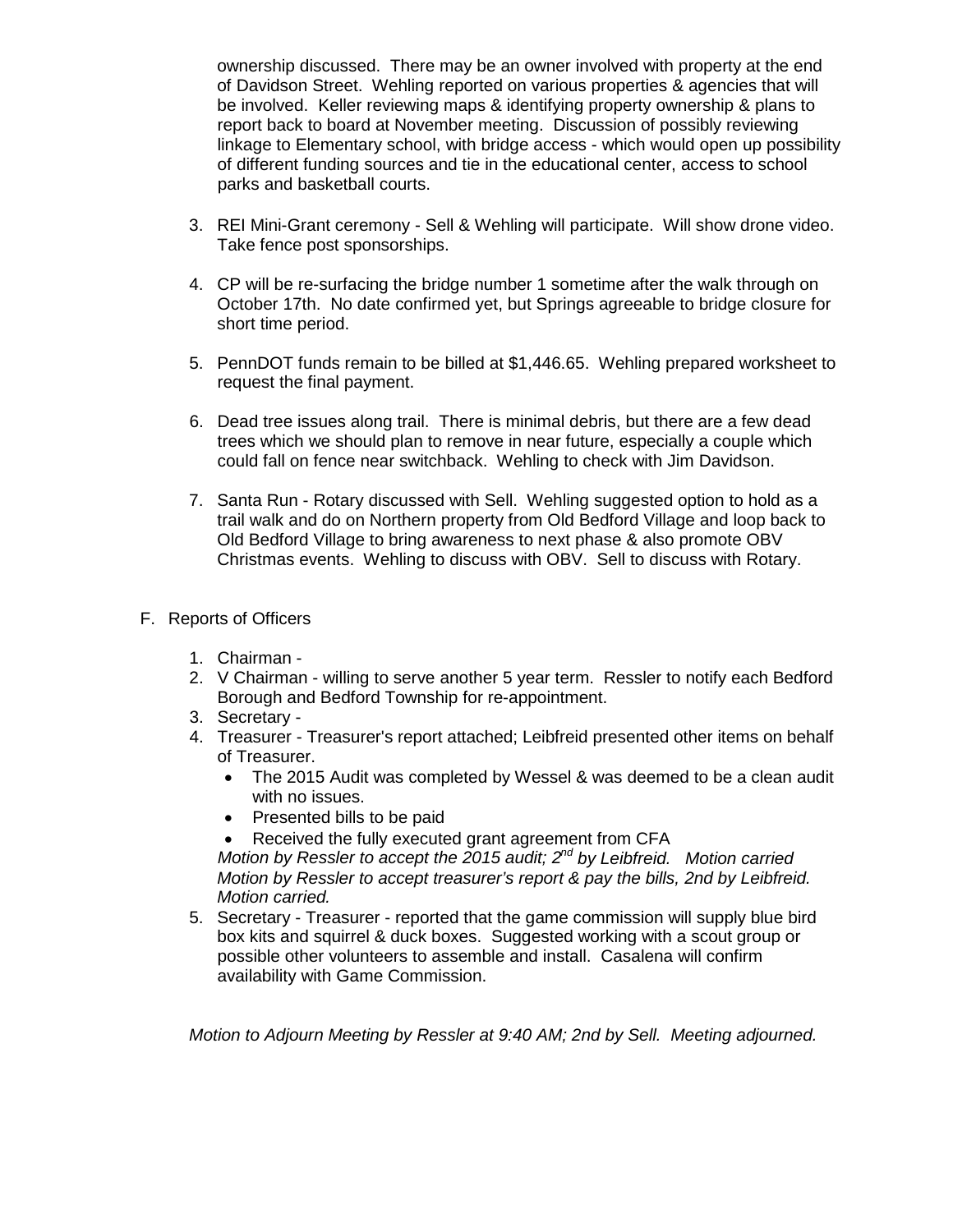ownership discussed. There may be an owner involved with property at the end of Davidson Street. Wehling reported on various properties & agencies that will be involved. Keller reviewing maps & identifying property ownership & plans to report back to board at November meeting. Discussion of possibly reviewing linkage to Elementary school, with bridge access - which would open up possibility of different funding sources and tie in the educational center, access to school parks and basketball courts.

3. REI Mini-Grant ceremony - Sell & Wehling will participate. Will show drone video. Take fence post sponsorships.

4. CP will be re-surfacing the bridge number 1 sometime after the walk through on October 17th. No date confirmed yet, but Springs agreeable to bridge closure for short time period.

5. PennDOT funds remain to be billed at $1,446.65. Wehling prepared worksheet to request the final payment.

6. Dead tree issues along trail. There is minimal debris, but there are a few dead trees which we should plan to remove in near future, especially a couple which could fall on fence near switchback. Wehling to check with Jim Davidson.

7. Santa Run - Rotary discussed with Sell. Wehling suggested option to hold as a trail walk and do on Northern property from Old Bedford Village and loop back to Old Bedford Village to bring awareness to next phase & also promote OBV Christmas events. Wehling to discuss with OBV. Sell to discuss with Rotary.

F. Reports of Officers

1. Chairman -
2. V Chairman - willing to serve another 5 year term. Ressler to notify each Bedford Borough and Bedford Township for re-appointment.
3. Secretary -
4. Treasurer - Treasurer's report attached; Leibfreid presented other items on behalf of Treasurer.
   - The 2015 Audit was completed by Wessel & was deemed to be a clean audit with no issues.
   - Presented bills to be paid
   - Received the fully executed grant agreement from CFA

   *Motion by Ressler to accept the 2015 audit; 2nd by Leibfreid. Motion carried*
   *Motion by Ressler to accept treasurer's report & pay the bills, 2nd by Leibfreid. Motion carried.*
5. Secretary - Treasurer - reported that the game commission will supply blue bird box kits and squirrel & duck boxes. Suggested working with a scout group or possible other volunteers to assemble and install. Casalena will confirm availability with Game Commission.

*Motion to Adjourn Meeting by Ressler at 9:40 AM; 2nd by Sell. Meeting adjourned.*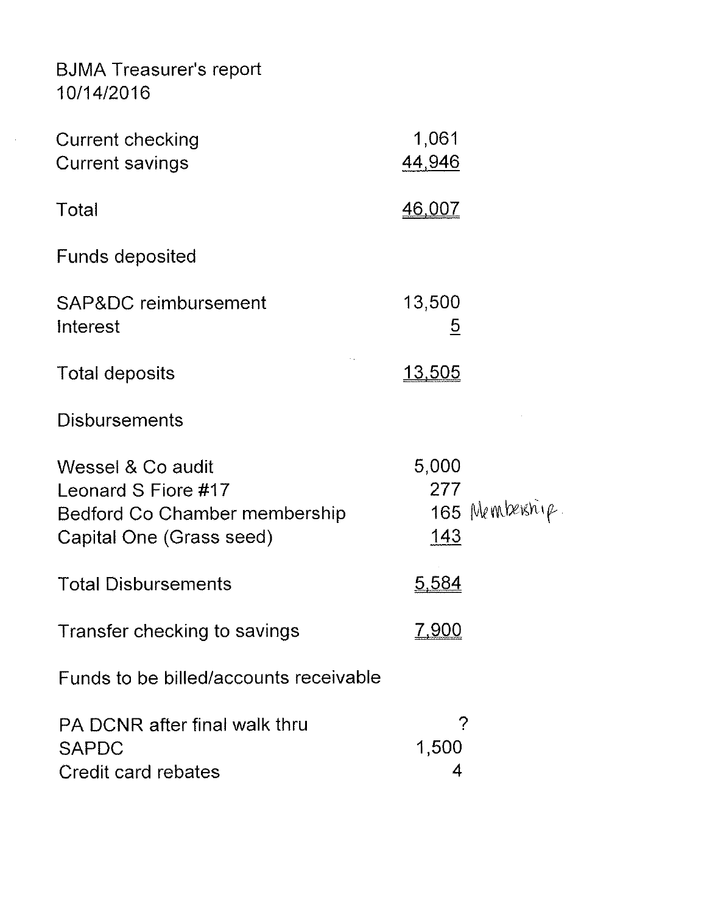BJMA Treasurer's report
10/14/2016

| | |
|---|---|
| Current checking | 1,061 |
| Current savings | 44,946 |
| | |
| Total | 46,007 |

Funds deposited

| | |
|---|---|
| SAP&DC reimbursement | 13,500 |
| Interest | 5 |
| | |
| Total deposits | 13,505 |

Disbursements

| | | |
|---|---|---|
| Wessel & Co audit | 5,000 | |
| Leonard S Fiore #17 | 277 | |
| Bedford Co Chamber membership | 165 | Membership. |
| Capital One (Grass seed) | 143 | |
| | | |
| Total Disbursements | 5,584 | |
| | | |
| Transfer checking to savings | 7,900 | |

Funds to be billed/accounts receivable

| | |
|---|---|
| PA DCNR after final walk thru | ? |
| SAPDC | 1,500 |
| Credit card rebates | 4 |